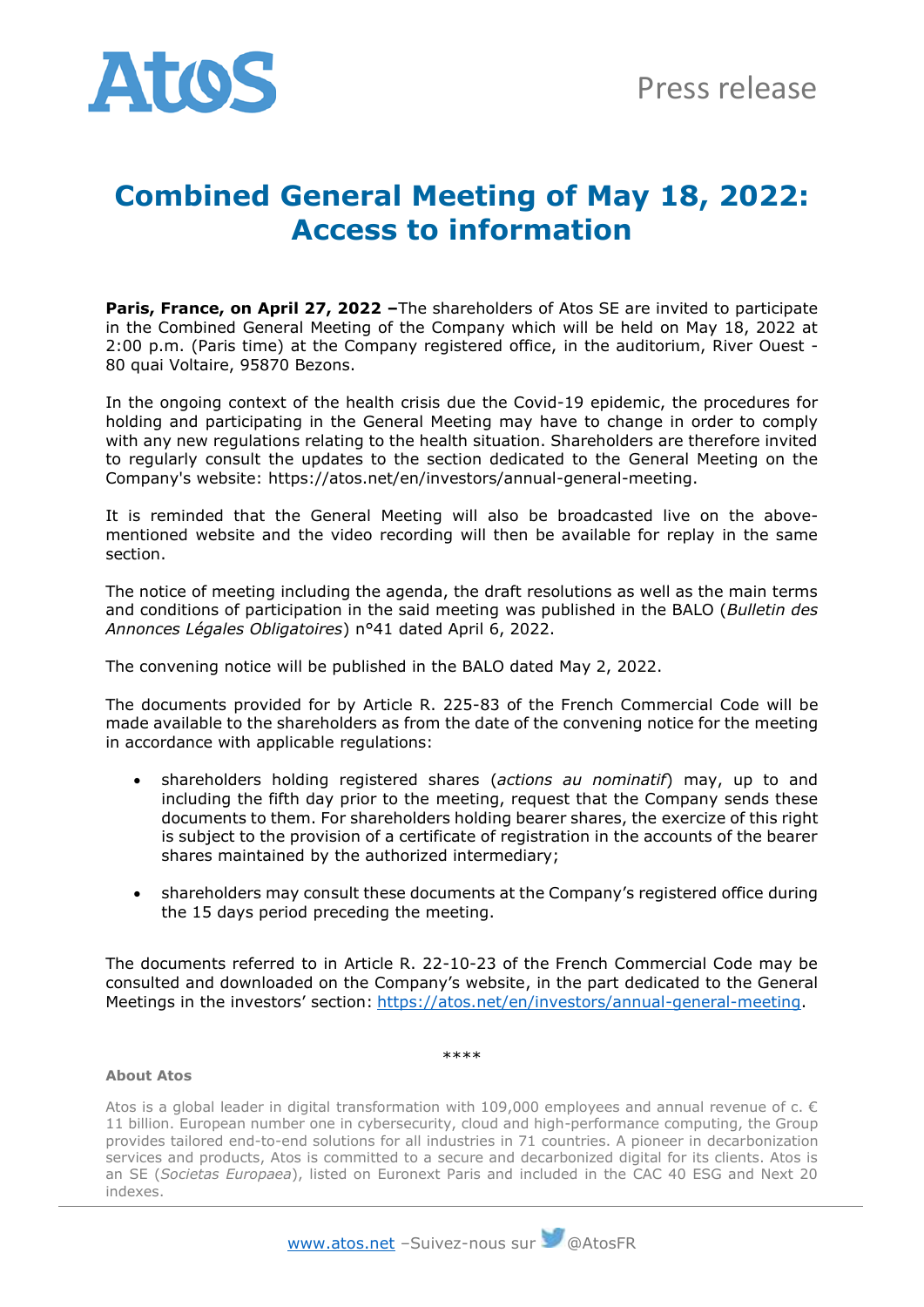Press release

# Combined General Meeting of May 18, 2022: Access to information

**Paris, France, on April 27, 2022 –**The shareholders of Atos SE are invited to participate in the Combined General Meeting of the Company which will be held on May 18, 2022 at 2:00 p.m. (Paris time) at the Company registered office, in the auditorium, River Ouest - 80 quai Voltaire, 95870 Bezons.

In the ongoing context of the health crisis due the Covid-19 epidemic, the procedures for holding and participating in the General Meeting may have to change in order to comply with any new regulations relating to the health situation. Shareholders are therefore invited to regularly consult the updates to the section dedicated to the General Meeting on the Company's website: https://atos.net/en/investors/annual-general-meeting.

It is reminded that the General Meeting will also be broadcasted live on the above-mentioned website and the video recording will then be available for replay in the same section.

The notice of meeting including the agenda, the draft resolutions as well as the main terms and conditions of participation in the said meeting was published in the BALO (*Bulletin des Annonces Légales Obligatoires*) n°41 dated April 6, 2022.

The convening notice will be published in the BALO dated May 2, 2022.

The documents provided for by Article R. 225-83 of the French Commercial Code will be made available to the shareholders as from the date of the convening notice for the meeting in accordance with applicable regulations:

- shareholders holding registered shares (*actions au nominatif*) may, up to and including the fifth day prior to the meeting, request that the Company sends these documents to them. For shareholders holding bearer shares, the exercize of this right is subject to the provision of a certificate of registration in the accounts of the bearer shares maintained by the authorized intermediary;
- shareholders may consult these documents at the Company's registered office during the 15 days period preceding the meeting.

The documents referred to in Article R. 22-10-23 of the French Commercial Code may be consulted and downloaded on the Company's website, in the part dedicated to the General Meetings in the investors' section: https://atos.net/en/investors/annual-general-meeting.

\*\*\*\*

**About Atos**

Atos is a global leader in digital transformation with 109,000 employees and annual revenue of c. € 11 billion. European number one in cybersecurity, cloud and high-performance computing, the Group provides tailored end-to-end solutions for all industries in 71 countries. A pioneer in decarbonization services and products, Atos is committed to a secure and decarbonized digital for its clients. Atos is an SE (*Societas Europaea*), listed on Euronext Paris and included in the CAC 40 ESG and Next 20 indexes.

www.atos.net –Suivez-nous sur @AtosFR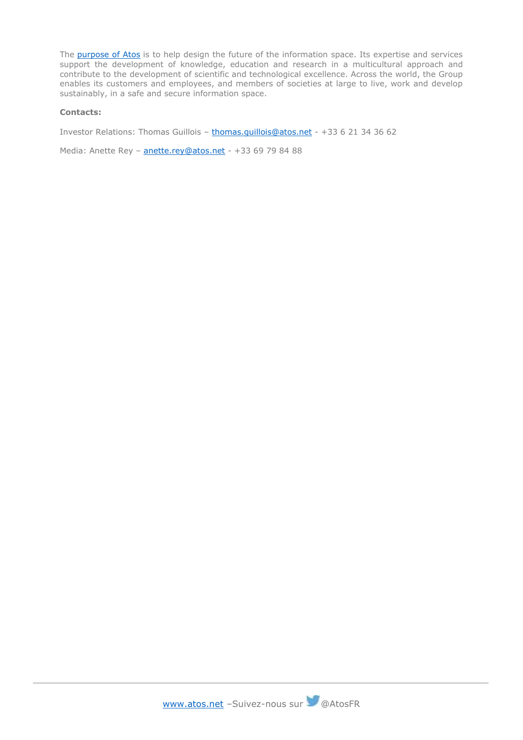The purpose of Atos is to help design the future of the information space. Its expertise and services support the development of knowledge, education and research in a multicultural approach and contribute to the development of scientific and technological excellence. Across the world, the Group enables its customers and employees, and members of societies at large to live, work and develop sustainably, in a safe and secure information space.

**Contacts:**

Investor Relations: Thomas Guillois – thomas.guillois@atos.net - +33 6 21 34 36 62

Media: Anette Rey – anette.rey@atos.net - +33 69 79 84 88